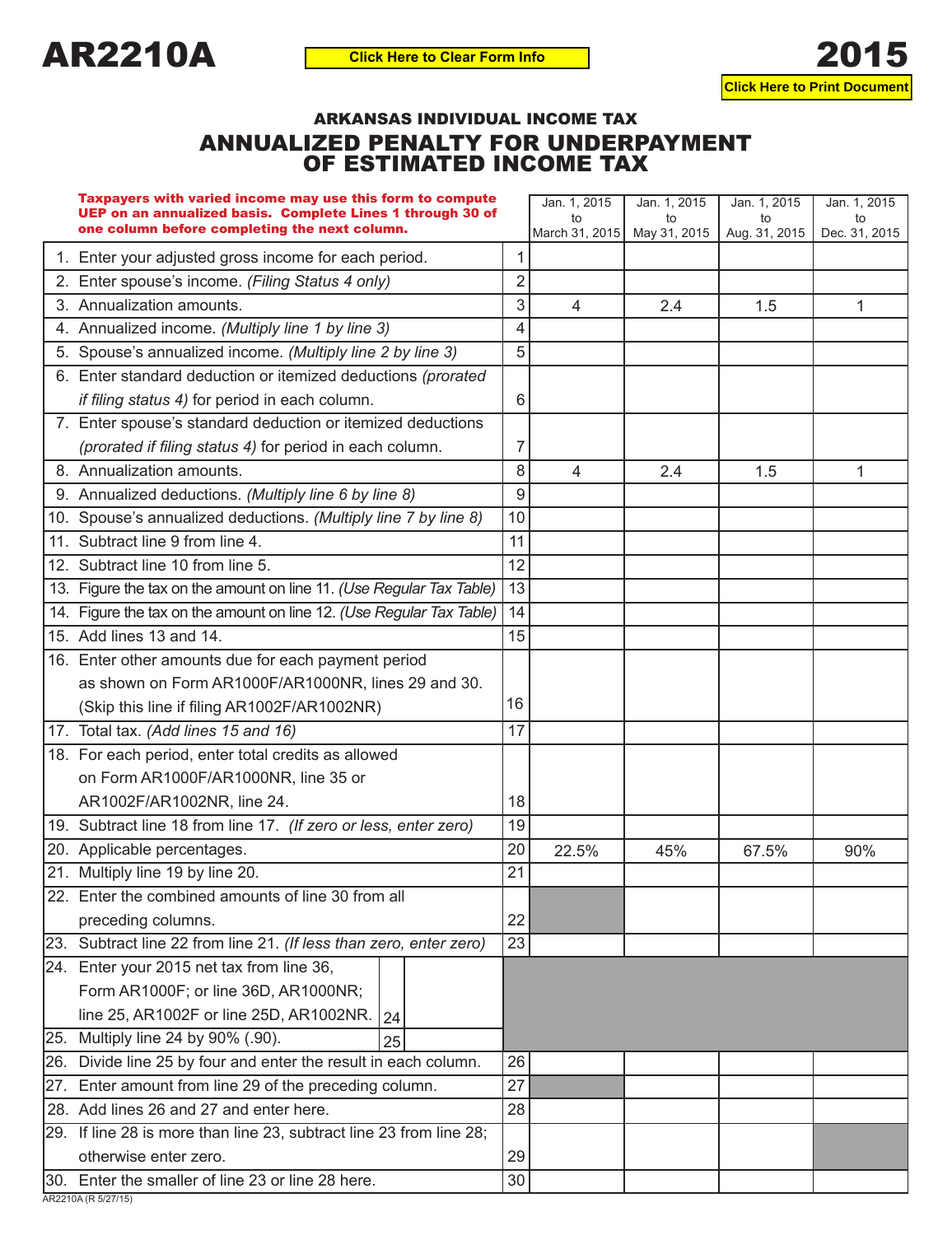# AR2210A

# 2015

Click Here to Clear Form Info

Click Here to Print Document

## ARKANSAS INDIVIDUAL INCOME TAX

## ANNUALIZED PENALTY FOR UNDERPAYMENT OF ESTIMATED INCOME TAX

**Taxpayers with varied income may use this form to compute UEP on an annualized basis. Complete Lines 1 through 30 of one column before completing the next column.**

| | | Jan. 1, 2015 to March 31, 2015 | Jan. 1, 2015 to May 31, 2015 | Jan. 1, 2015 to Aug. 31, 2015 | Jan. 1, 2015 to Dec. 31, 2015 |
|---|---|---|---|---|---|
| 1. Enter your adjusted gross income for each period. | 1 | | | | |
| 2. Enter spouse's income. *(Filing Status 4 only)* | 2 | | | | |
| 3. Annualization amounts. | 3 | 4 | 2.4 | 1.5 | 1 |
| 4. Annualized income. *(Multiply line 1 by line 3)* | 4 | | | | |
| 5. Spouse's annualized income. *(Multiply line 2 by line 3)* | 5 | | | | |
| 6. Enter standard deduction or itemized deductions *(prorated if filing status 4)* for period in each column. | 6 | | | | |
| 7. Enter spouse's standard deduction or itemized deductions *(prorated if filing status 4)* for period in each column. | 7 | | | | |
| 8. Annualization amounts. | 8 | 4 | 2.4 | 1.5 | 1 |
| 9. Annualized deductions. *(Multiply line 6 by line 8)* | 9 | | | | |
| 10. Spouse's annualized deductions. *(Multiply line 7 by line 8)* | 10 | | | | |
| 11. Subtract line 9 from line 4. | 11 | | | | |
| 12. Subtract line 10 from line 5. | 12 | | | | |
| 13. Figure the tax on the amount on line 11. *(Use Regular Tax Table)* | 13 | | | | |
| 14. Figure the tax on the amount on line 12. *(Use Regular Tax Table)* | 14 | | | | |
| 15. Add lines 13 and 14. | 15 | | | | |
| 16. Enter other amounts due for each payment period as shown on Form AR1000F/AR1000NR, lines 29 and 30. (Skip this line if filing AR1002F/AR1002NR) | 16 | | | | |
| 17. Total tax. *(Add lines 15 and 16)* | 17 | | | | |
| 18. For each period, enter total credits as allowed on Form AR1000F/AR1000NR, line 35 or AR1002F/AR1002NR, line 24. | 18 | | | | |
| 19. Subtract line 18 from line 17. *(If zero or less, enter zero)* | 19 | | | | |
| 20. Applicable percentages. | 20 | 22.5% | 45% | 67.5% | 90% |
| 21. Multiply line 19 by line 20. | 21 | | | | |
| 22. Enter the combined amounts of line 30 from all preceding columns. | 22 | | | | |
| 23. Subtract line 22 from line 21. *(If less than zero, enter zero)* | 23 | | | | |
| 24. Enter your 2015 net tax from line 36, Form AR1000F; or line 36D, AR1000NR; line 25, AR1002F or line 25D, AR1002NR. | 24 | | | | |
| 25. Multiply line 24 by 90% (.90). | 25 | | | | |
| 26. Divide line 25 by four and enter the result in each column. | 26 | | | | |
| 27. Enter amount from line 29 of the preceding column. | 27 | | | | |
| 28. Add lines 26 and 27 and enter here. | 28 | | | | |
| 29. If line 28 is more than line 23, subtract line 23 from line 28; otherwise enter zero. | 29 | | | | |
| 30. Enter the smaller of line 23 or line 28 here. | 30 | | | | |

AR2210A (R 5/27/15)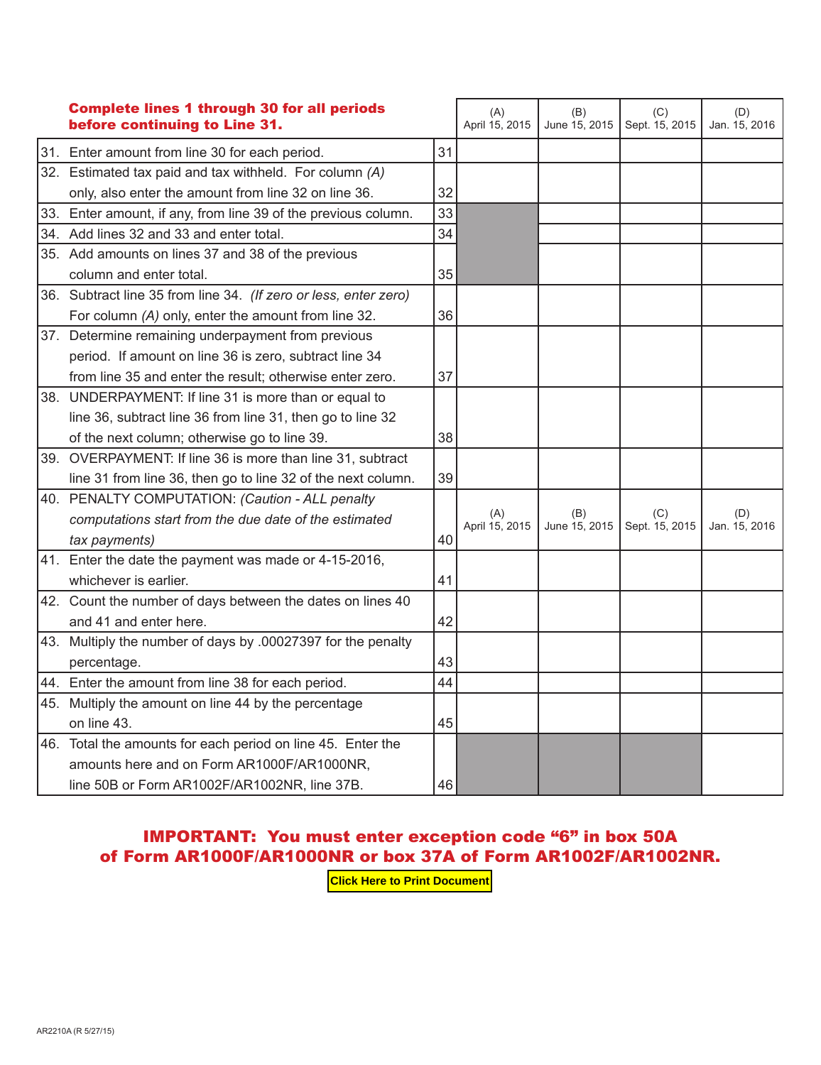| **Complete lines 1 through 30 for all periods before continuing to Line 31.** | | (A) April 15, 2015 | (B) June 15, 2015 | (C) Sept. 15, 2015 | (D) Jan. 15, 2016 |
|---|---|---|---|---|---|
| 31. Enter amount from line 30 for each period. | 31 | | | | |
| 32. Estimated tax paid and tax withheld. For column *(A)* only, also enter the amount from line 32 on line 36. | 32 | | | | |
| 33. Enter amount, if any, from line 39 of the previous column. | 33 | | | | |
| 34. Add lines 32 and 33 and enter total. | 34 | | | | |
| 35. Add amounts on lines 37 and 38 of the previous column and enter total. | 35 | | | | |
| 36. Subtract line 35 from line 34. *(If zero or less, enter zero)* For column *(A)* only, enter the amount from line 32. | 36 | | | | |
| 37. Determine remaining underpayment from previous period. If amount on line 36 is zero, subtract line 34 from line 35 and enter the result; otherwise enter zero. | 37 | | | | |
| 38. UNDERPAYMENT: If line 31 is more than or equal to line 36, subtract line 36 from line 31, then go to line 32 of the next column; otherwise go to line 39. | 38 | | | | |
| 39. OVERPAYMENT: If line 36 is more than line 31, subtract line 31 from line 36, then go to line 32 of the next column. | 39 | | | | |
| 40. PENALTY COMPUTATION: *(Caution - ALL penalty computations start from the due date of the estimated tax payments)* | 40 | (A) April 15, 2015 | (B) June 15, 2015 | (C) Sept. 15, 2015 | (D) Jan. 15, 2016 |
| 41. Enter the date the payment was made or 4-15-2016, whichever is earlier. | 41 | | | | |
| 42. Count the number of days between the dates on lines 40 and 41 and enter here. | 42 | | | | |
| 43. Multiply the number of days by .00027397 for the penalty percentage. | 43 | | | | |
| 44. Enter the amount from line 38 for each period. | 44 | | | | |
| 45. Multiply the amount on line 44 by the percentage on line 43. | 45 | | | | |
| 46. Total the amounts for each period on line 45. Enter the amounts here and on Form AR1000F/AR1000NR, line 50B or Form AR1002F/AR1002NR, line 37B. | 46 | | | | |

**IMPORTANT: You must enter exception code "6" in box 50A of Form AR1000F/AR1000NR or box 37A of Form AR1002F/AR1002NR.**

Click Here to Print Document

AR2210A (R 5/27/15)